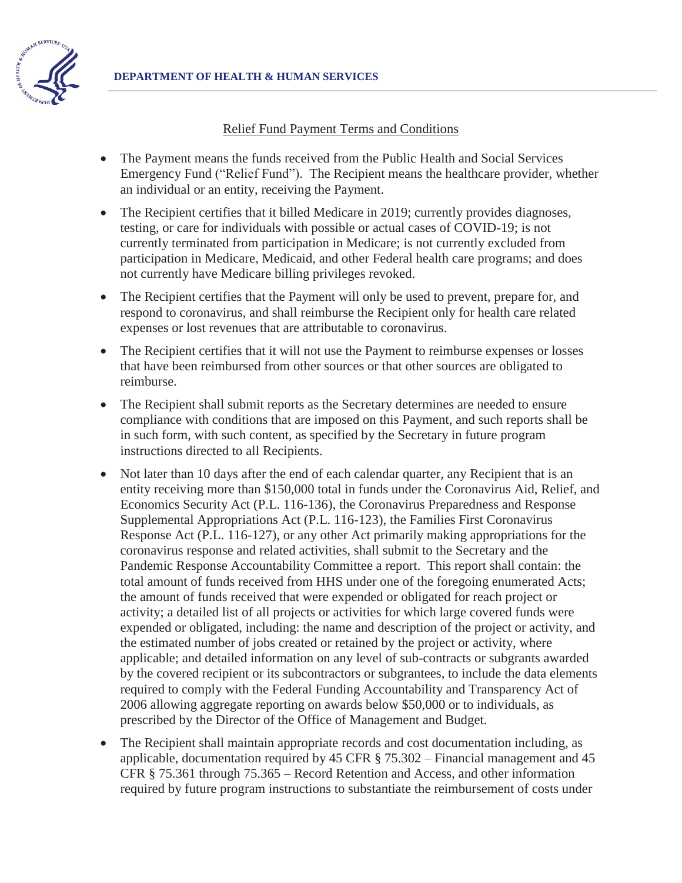**DEPARTMENT OF HEALTH & HUMAN SERVICES**

Relief Fund Payment Terms and Conditions

- The Payment means the funds received from the Public Health and Social Services Emergency Fund ("Relief Fund"). The Recipient means the healthcare provider, whether an individual or an entity, receiving the Payment.
- The Recipient certifies that it billed Medicare in 2019; currently provides diagnoses, testing, or care for individuals with possible or actual cases of COVID-19; is not currently terminated from participation in Medicare; is not currently excluded from participation in Medicare, Medicaid, and other Federal health care programs; and does not currently have Medicare billing privileges revoked.
- The Recipient certifies that the Payment will only be used to prevent, prepare for, and respond to coronavirus, and shall reimburse the Recipient only for health care related expenses or lost revenues that are attributable to coronavirus.
- The Recipient certifies that it will not use the Payment to reimburse expenses or losses that have been reimbursed from other sources or that other sources are obligated to reimburse.
- The Recipient shall submit reports as the Secretary determines are needed to ensure compliance with conditions that are imposed on this Payment, and such reports shall be in such form, with such content, as specified by the Secretary in future program instructions directed to all Recipients.
- Not later than 10 days after the end of each calendar quarter, any Recipient that is an entity receiving more than $150,000 total in funds under the Coronavirus Aid, Relief, and Economics Security Act (P.L. 116-136), the Coronavirus Preparedness and Response Supplemental Appropriations Act (P.L. 116-123), the Families First Coronavirus Response Act (P.L. 116-127), or any other Act primarily making appropriations for the coronavirus response and related activities, shall submit to the Secretary and the Pandemic Response Accountability Committee a report. This report shall contain: the total amount of funds received from HHS under one of the foregoing enumerated Acts; the amount of funds received that were expended or obligated for reach project or activity; a detailed list of all projects or activities for which large covered funds were expended or obligated, including: the name and description of the project or activity, and the estimated number of jobs created or retained by the project or activity, where applicable; and detailed information on any level of sub-contracts or subgrants awarded by the covered recipient or its subcontractors or subgrantees, to include the data elements required to comply with the Federal Funding Accountability and Transparency Act of 2006 allowing aggregate reporting on awards below $50,000 or to individuals, as prescribed by the Director of the Office of Management and Budget.
- The Recipient shall maintain appropriate records and cost documentation including, as applicable, documentation required by 45 CFR § 75.302 – Financial management and 45 CFR § 75.361 through 75.365 – Record Retention and Access, and other information required by future program instructions to substantiate the reimbursement of costs under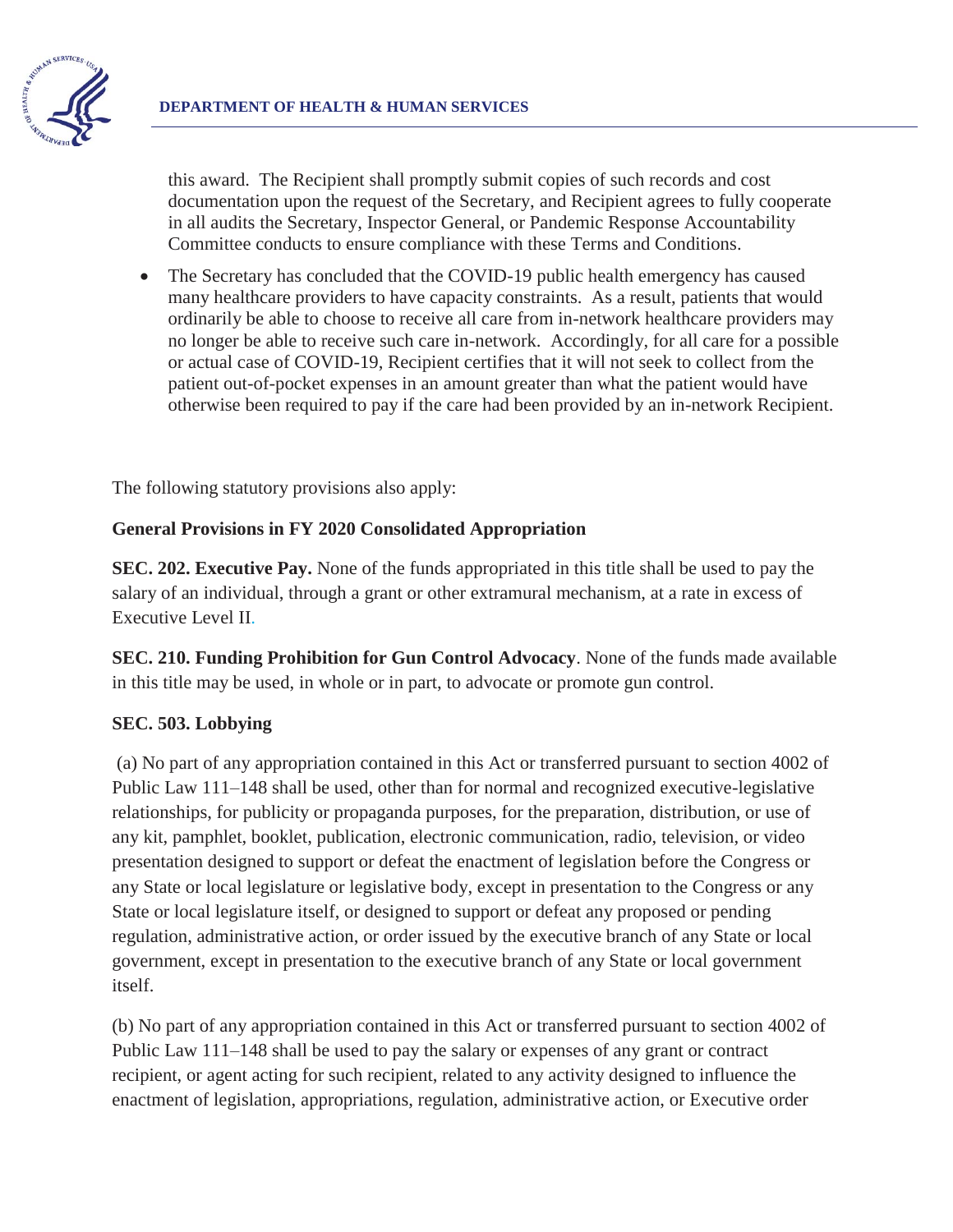this award. The Recipient shall promptly submit copies of such records and cost documentation upon the request of the Secretary, and Recipient agrees to fully cooperate in all audits the Secretary, Inspector General, or Pandemic Response Accountability Committee conducts to ensure compliance with these Terms and Conditions.

- The Secretary has concluded that the COVID-19 public health emergency has caused many healthcare providers to have capacity constraints. As a result, patients that would ordinarily be able to choose to receive all care from in-network healthcare providers may no longer be able to receive such care in-network. Accordingly, for all care for a possible or actual case of COVID-19, Recipient certifies that it will not seek to collect from the patient out-of-pocket expenses in an amount greater than what the patient would have otherwise been required to pay if the care had been provided by an in-network Recipient.

The following statutory provisions also apply:

**General Provisions in FY 2020 Consolidated Appropriation**

**SEC. 202. Executive Pay.** None of the funds appropriated in this title shall be used to pay the salary of an individual, through a grant or other extramural mechanism, at a rate in excess of Executive Level II.

**SEC. 210. Funding Prohibition for Gun Control Advocacy**. None of the funds made available in this title may be used, in whole or in part, to advocate or promote gun control.

**SEC. 503. Lobbying**

(a) No part of any appropriation contained in this Act or transferred pursuant to section 4002 of Public Law 111–148 shall be used, other than for normal and recognized executive-legislative relationships, for publicity or propaganda purposes, for the preparation, distribution, or use of any kit, pamphlet, booklet, publication, electronic communication, radio, television, or video presentation designed to support or defeat the enactment of legislation before the Congress or any State or local legislature or legislative body, except in presentation to the Congress or any State or local legislature itself, or designed to support or defeat any proposed or pending regulation, administrative action, or order issued by the executive branch of any State or local government, except in presentation to the executive branch of any State or local government itself.

(b) No part of any appropriation contained in this Act or transferred pursuant to section 4002 of Public Law 111–148 shall be used to pay the salary or expenses of any grant or contract recipient, or agent acting for such recipient, related to any activity designed to influence the enactment of legislation, appropriations, regulation, administrative action, or Executive order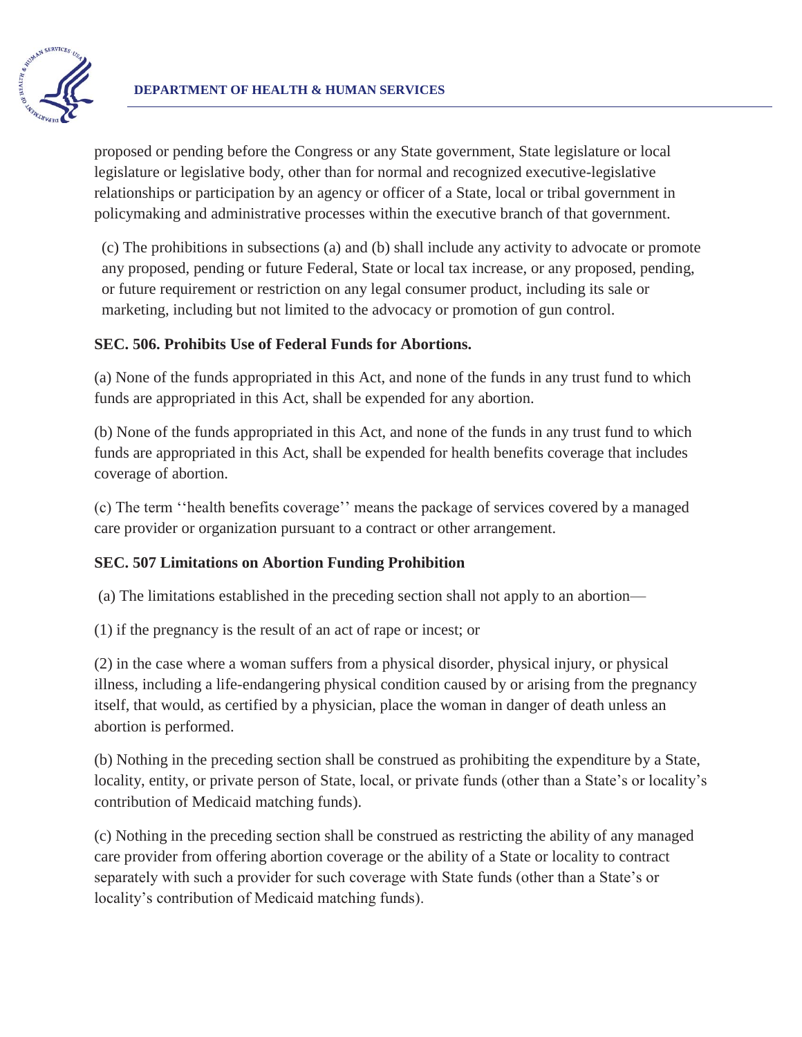proposed or pending before the Congress or any State government, State legislature or local legislature or legislative body, other than for normal and recognized executive-legislative relationships or participation by an agency or officer of a State, local or tribal government in policymaking and administrative processes within the executive branch of that government.

(c) The prohibitions in subsections (a) and (b) shall include any activity to advocate or promote any proposed, pending or future Federal, State or local tax increase, or any proposed, pending, or future requirement or restriction on any legal consumer product, including its sale or marketing, including but not limited to the advocacy or promotion of gun control.

**SEC. 506. Prohibits Use of Federal Funds for Abortions.**

(a) None of the funds appropriated in this Act, and none of the funds in any trust fund to which funds are appropriated in this Act, shall be expended for any abortion.

(b) None of the funds appropriated in this Act, and none of the funds in any trust fund to which funds are appropriated in this Act, shall be expended for health benefits coverage that includes coverage of abortion.

(c) The term ''health benefits coverage'' means the package of services covered by a managed care provider or organization pursuant to a contract or other arrangement.

**SEC. 507 Limitations on Abortion Funding Prohibition**

(a) The limitations established in the preceding section shall not apply to an abortion—

(1) if the pregnancy is the result of an act of rape or incest; or

(2) in the case where a woman suffers from a physical disorder, physical injury, or physical illness, including a life-endangering physical condition caused by or arising from the pregnancy itself, that would, as certified by a physician, place the woman in danger of death unless an abortion is performed.

(b) Nothing in the preceding section shall be construed as prohibiting the expenditure by a State, locality, entity, or private person of State, local, or private funds (other than a State's or locality's contribution of Medicaid matching funds).

(c) Nothing in the preceding section shall be construed as restricting the ability of any managed care provider from offering abortion coverage or the ability of a State or locality to contract separately with such a provider for such coverage with State funds (other than a State's or locality's contribution of Medicaid matching funds).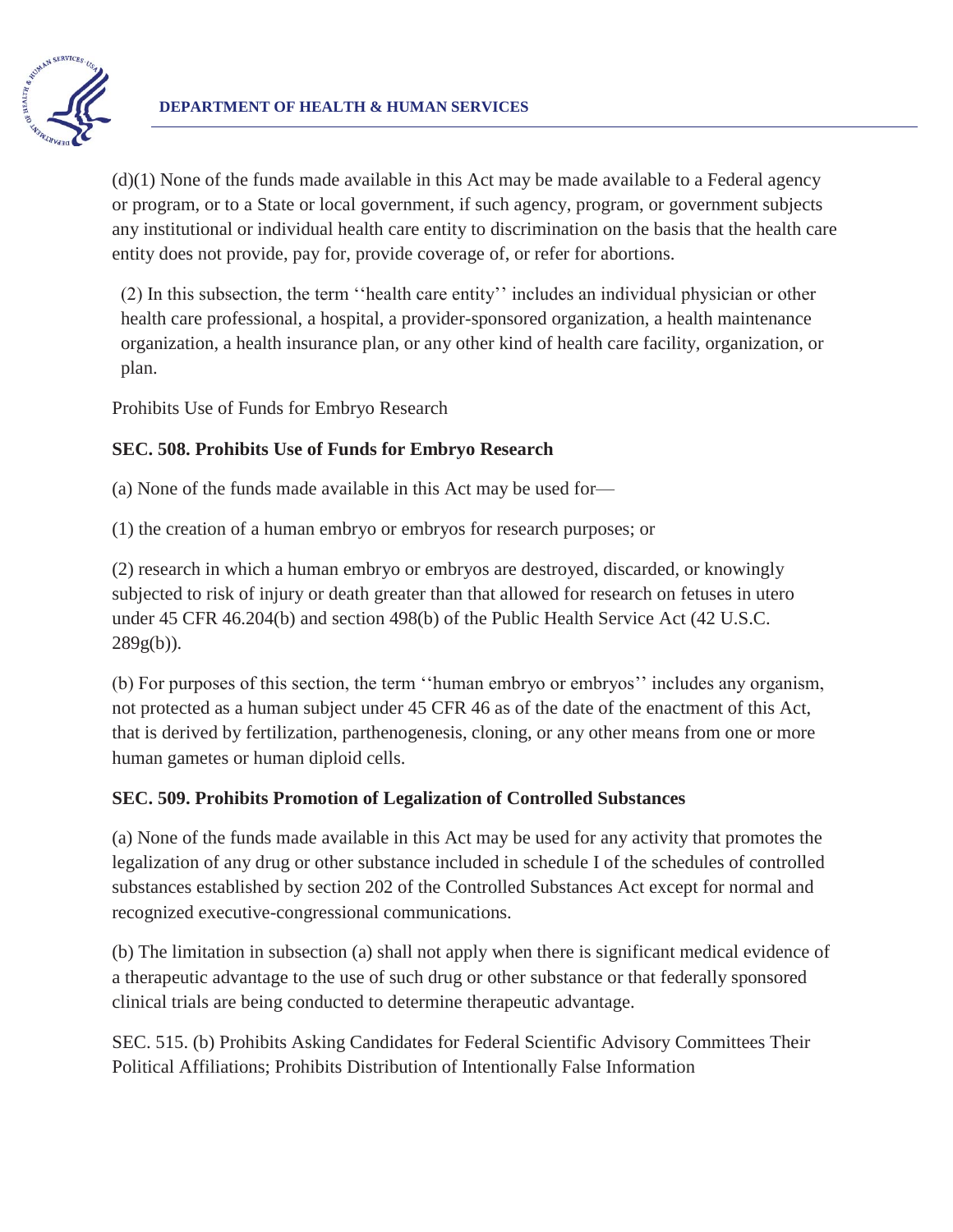(d)(1) None of the funds made available in this Act may be made available to a Federal agency or program, or to a State or local government, if such agency, program, or government subjects any institutional or individual health care entity to discrimination on the basis that the health care entity does not provide, pay for, provide coverage of, or refer for abortions.

(2) In this subsection, the term ''health care entity'' includes an individual physician or other health care professional, a hospital, a provider-sponsored organization, a health maintenance organization, a health insurance plan, or any other kind of health care facility, organization, or plan.

Prohibits Use of Funds for Embryo Research

**SEC. 508. Prohibits Use of Funds for Embryo Research**

(a) None of the funds made available in this Act may be used for—

(1) the creation of a human embryo or embryos for research purposes; or

(2) research in which a human embryo or embryos are destroyed, discarded, or knowingly subjected to risk of injury or death greater than that allowed for research on fetuses in utero under 45 CFR 46.204(b) and section 498(b) of the Public Health Service Act (42 U.S.C. 289g(b)).

(b) For purposes of this section, the term ''human embryo or embryos'' includes any organism, not protected as a human subject under 45 CFR 46 as of the date of the enactment of this Act, that is derived by fertilization, parthenogenesis, cloning, or any other means from one or more human gametes or human diploid cells.

**SEC. 509. Prohibits Promotion of Legalization of Controlled Substances**

(a) None of the funds made available in this Act may be used for any activity that promotes the legalization of any drug or other substance included in schedule I of the schedules of controlled substances established by section 202 of the Controlled Substances Act except for normal and recognized executive-congressional communications.

(b) The limitation in subsection (a) shall not apply when there is significant medical evidence of a therapeutic advantage to the use of such drug or other substance or that federally sponsored clinical trials are being conducted to determine therapeutic advantage.

SEC. 515. (b) Prohibits Asking Candidates for Federal Scientific Advisory Committees Their Political Affiliations; Prohibits Distribution of Intentionally False Information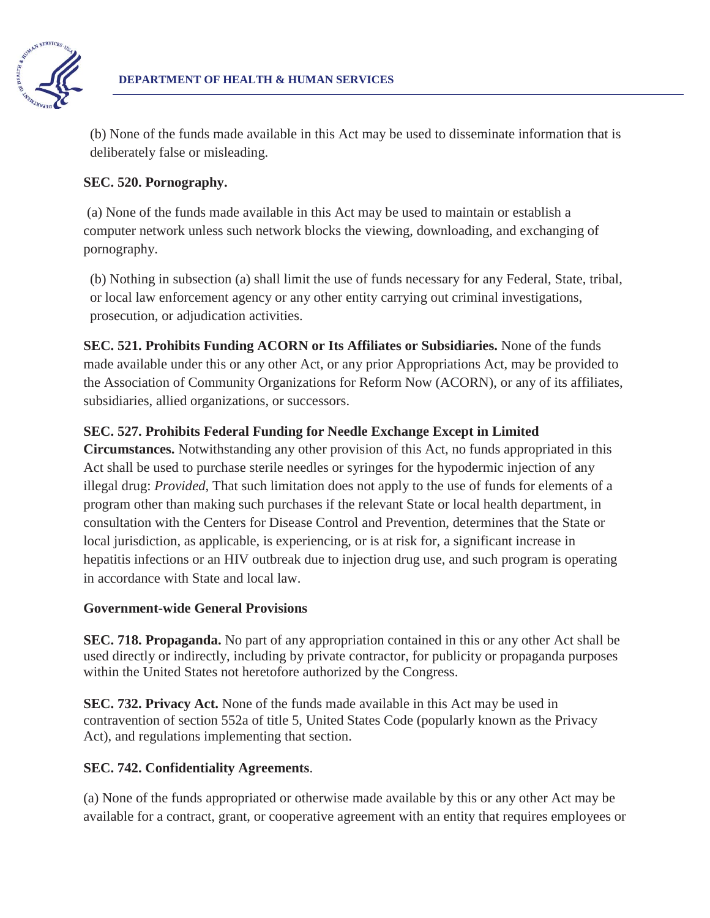(b) None of the funds made available in this Act may be used to disseminate information that is deliberately false or misleading.

**SEC. 520. Pornography.**

(a) None of the funds made available in this Act may be used to maintain or establish a computer network unless such network blocks the viewing, downloading, and exchanging of pornography.

(b) Nothing in subsection (a) shall limit the use of funds necessary for any Federal, State, tribal, or local law enforcement agency or any other entity carrying out criminal investigations, prosecution, or adjudication activities.

**SEC. 521. Prohibits Funding ACORN or Its Affiliates or Subsidiaries.** None of the funds made available under this or any other Act, or any prior Appropriations Act, may be provided to the Association of Community Organizations for Reform Now (ACORN), or any of its affiliates, subsidiaries, allied organizations, or successors.

**SEC. 527. Prohibits Federal Funding for Needle Exchange Except in Limited Circumstances.** Notwithstanding any other provision of this Act, no funds appropriated in this Act shall be used to purchase sterile needles or syringes for the hypodermic injection of any illegal drug: *Provided*, That such limitation does not apply to the use of funds for elements of a program other than making such purchases if the relevant State or local health department, in consultation with the Centers for Disease Control and Prevention, determines that the State or local jurisdiction, as applicable, is experiencing, or is at risk for, a significant increase in hepatitis infections or an HIV outbreak due to injection drug use, and such program is operating in accordance with State and local law.

**Government-wide General Provisions**

**SEC. 718. Propaganda.** No part of any appropriation contained in this or any other Act shall be used directly or indirectly, including by private contractor, for publicity or propaganda purposes within the United States not heretofore authorized by the Congress.

**SEC. 732. Privacy Act.** None of the funds made available in this Act may be used in contravention of section 552a of title 5, United States Code (popularly known as the Privacy Act), and regulations implementing that section.

**SEC. 742. Confidentiality Agreements**.

(a) None of the funds appropriated or otherwise made available by this or any other Act may be available for a contract, grant, or cooperative agreement with an entity that requires employees or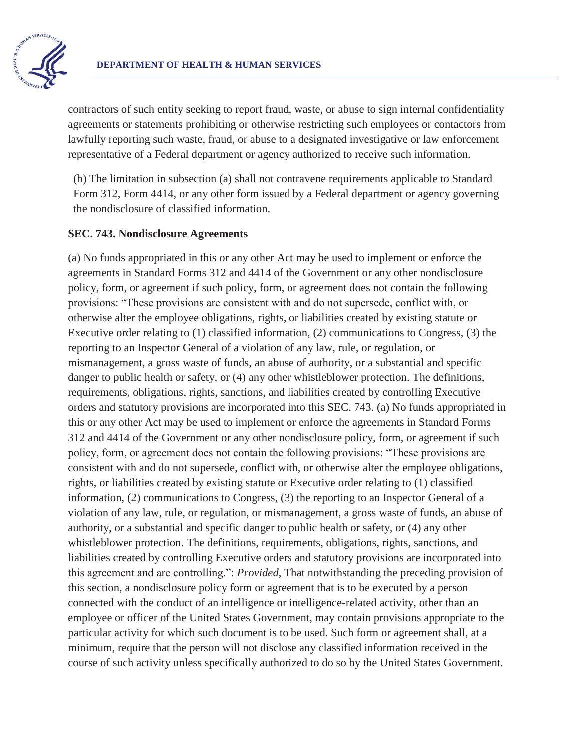contractors of such entity seeking to report fraud, waste, or abuse to sign internal confidentiality agreements or statements prohibiting or otherwise restricting such employees or contactors from lawfully reporting such waste, fraud, or abuse to a designated investigative or law enforcement representative of a Federal department or agency authorized to receive such information.

(b) The limitation in subsection (a) shall not contravene requirements applicable to Standard Form 312, Form 4414, or any other form issued by a Federal department or agency governing the nondisclosure of classified information.

**SEC. 743. Nondisclosure Agreements**

(a) No funds appropriated in this or any other Act may be used to implement or enforce the agreements in Standard Forms 312 and 4414 of the Government or any other nondisclosure policy, form, or agreement if such policy, form, or agreement does not contain the following provisions: "These provisions are consistent with and do not supersede, conflict with, or otherwise alter the employee obligations, rights, or liabilities created by existing statute or Executive order relating to (1) classified information, (2) communications to Congress, (3) the reporting to an Inspector General of a violation of any law, rule, or regulation, or mismanagement, a gross waste of funds, an abuse of authority, or a substantial and specific danger to public health or safety, or (4) any other whistleblower protection. The definitions, requirements, obligations, rights, sanctions, and liabilities created by controlling Executive orders and statutory provisions are incorporated into this SEC. 743. (a) No funds appropriated in this or any other Act may be used to implement or enforce the agreements in Standard Forms 312 and 4414 of the Government or any other nondisclosure policy, form, or agreement if such policy, form, or agreement does not contain the following provisions: "These provisions are consistent with and do not supersede, conflict with, or otherwise alter the employee obligations, rights, or liabilities created by existing statute or Executive order relating to (1) classified information, (2) communications to Congress, (3) the reporting to an Inspector General of a violation of any law, rule, or regulation, or mismanagement, a gross waste of funds, an abuse of authority, or a substantial and specific danger to public health or safety, or (4) any other whistleblower protection. The definitions, requirements, obligations, rights, sanctions, and liabilities created by controlling Executive orders and statutory provisions are incorporated into this agreement and are controlling.": *Provided*, That notwithstanding the preceding provision of this section, a nondisclosure policy form or agreement that is to be executed by a person connected with the conduct of an intelligence or intelligence-related activity, other than an employee or officer of the United States Government, may contain provisions appropriate to the particular activity for which such document is to be used. Such form or agreement shall, at a minimum, require that the person will not disclose any classified information received in the course of such activity unless specifically authorized to do so by the United States Government.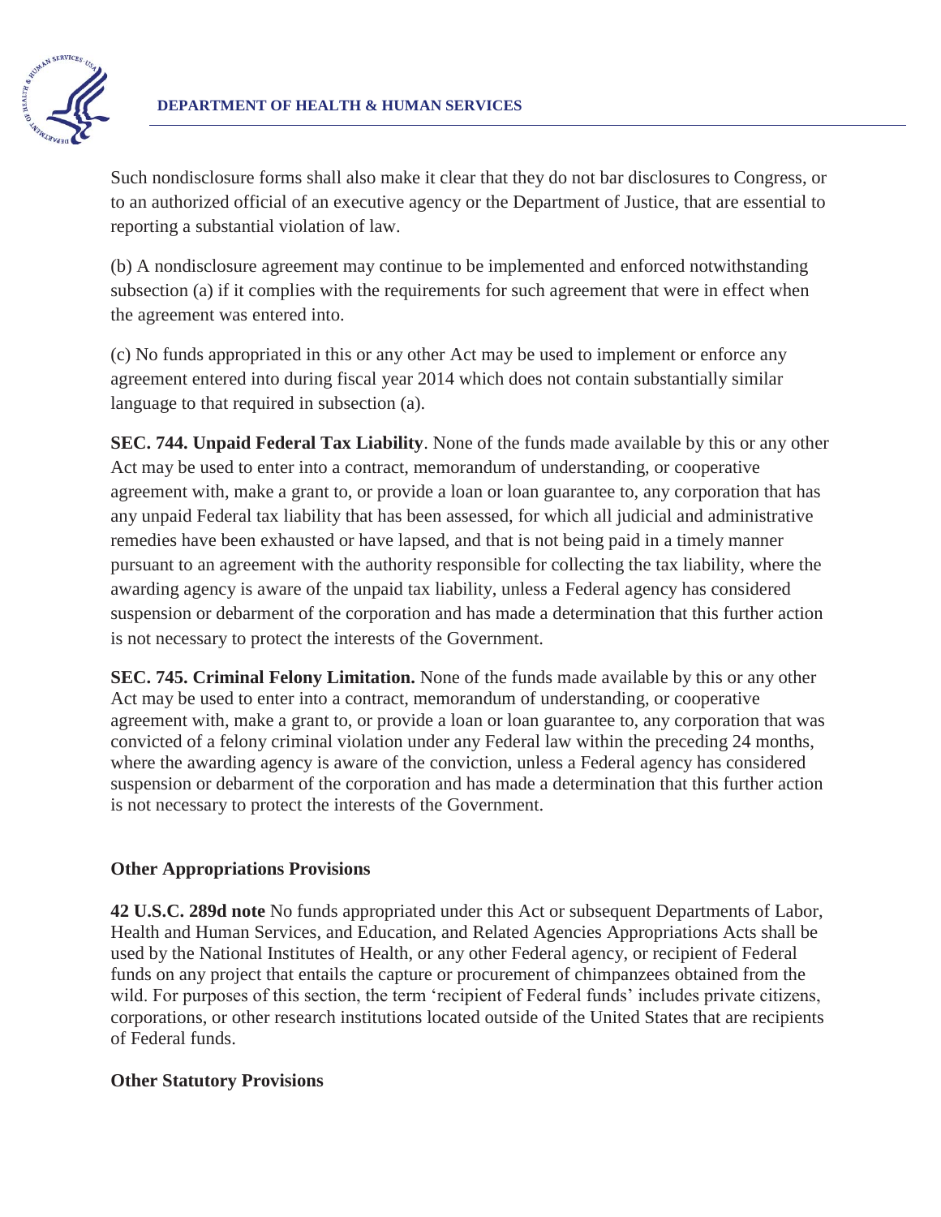Such nondisclosure forms shall also make it clear that they do not bar disclosures to Congress, or to an authorized official of an executive agency or the Department of Justice, that are essential to reporting a substantial violation of law.

(b) A nondisclosure agreement may continue to be implemented and enforced notwithstanding subsection (a) if it complies with the requirements for such agreement that were in effect when the agreement was entered into.

(c) No funds appropriated in this or any other Act may be used to implement or enforce any agreement entered into during fiscal year 2014 which does not contain substantially similar language to that required in subsection (a).

**SEC. 744. Unpaid Federal Tax Liability**. None of the funds made available by this or any other Act may be used to enter into a contract, memorandum of understanding, or cooperative agreement with, make a grant to, or provide a loan or loan guarantee to, any corporation that has any unpaid Federal tax liability that has been assessed, for which all judicial and administrative remedies have been exhausted or have lapsed, and that is not being paid in a timely manner pursuant to an agreement with the authority responsible for collecting the tax liability, where the awarding agency is aware of the unpaid tax liability, unless a Federal agency has considered suspension or debarment of the corporation and has made a determination that this further action is not necessary to protect the interests of the Government.

**SEC. 745. Criminal Felony Limitation.** None of the funds made available by this or any other Act may be used to enter into a contract, memorandum of understanding, or cooperative agreement with, make a grant to, or provide a loan or loan guarantee to, any corporation that was convicted of a felony criminal violation under any Federal law within the preceding 24 months, where the awarding agency is aware of the conviction, unless a Federal agency has considered suspension or debarment of the corporation and has made a determination that this further action is not necessary to protect the interests of the Government.

### Other Appropriations Provisions

**42 U.S.C. 289d note** No funds appropriated under this Act or subsequent Departments of Labor, Health and Human Services, and Education, and Related Agencies Appropriations Acts shall be used by the National Institutes of Health, or any other Federal agency, or recipient of Federal funds on any project that entails the capture or procurement of chimpanzees obtained from the wild. For purposes of this section, the term 'recipient of Federal funds' includes private citizens, corporations, or other research institutions located outside of the United States that are recipients of Federal funds.

### Other Statutory Provisions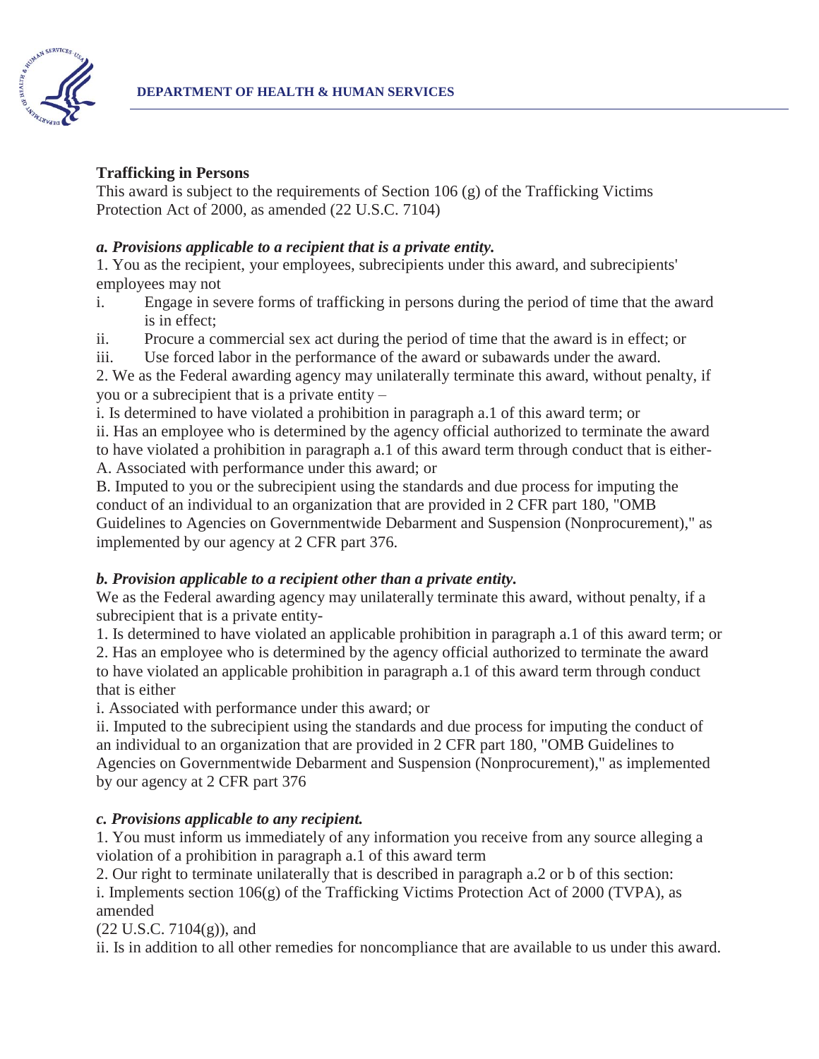**Trafficking in Persons**

This award is subject to the requirements of Section 106 (g) of the Trafficking Victims Protection Act of 2000, as amended (22 U.S.C. 7104)

***a. Provisions applicable to a recipient that is a private entity.***

1. You as the recipient, your employees, subrecipients under this award, and subrecipients' employees may not

i. Engage in severe forms of trafficking in persons during the period of time that the award is in effect;

ii. Procure a commercial sex act during the period of time that the award is in effect; or

iii. Use forced labor in the performance of the award or subawards under the award.

2. We as the Federal awarding agency may unilaterally terminate this award, without penalty, if you or a subrecipient that is a private entity –

i. Is determined to have violated a prohibition in paragraph a.1 of this award term; or

ii. Has an employee who is determined by the agency official authorized to terminate the award to have violated a prohibition in paragraph a.1 of this award term through conduct that is either-

A. Associated with performance under this award; or

B. Imputed to you or the subrecipient using the standards and due process for imputing the conduct of an individual to an organization that are provided in 2 CFR part 180, "OMB Guidelines to Agencies on Governmentwide Debarment and Suspension (Nonprocurement)," as implemented by our agency at 2 CFR part 376.

***b. Provision applicable to a recipient other than a private entity.***

We as the Federal awarding agency may unilaterally terminate this award, without penalty, if a subrecipient that is a private entity-

1. Is determined to have violated an applicable prohibition in paragraph a.1 of this award term; or

2. Has an employee who is determined by the agency official authorized to terminate the award to have violated an applicable prohibition in paragraph a.1 of this award term through conduct that is either

i. Associated with performance under this award; or

ii. Imputed to the subrecipient using the standards and due process for imputing the conduct of an individual to an organization that are provided in 2 CFR part 180, "OMB Guidelines to Agencies on Governmentwide Debarment and Suspension (Nonprocurement)," as implemented by our agency at 2 CFR part 376

***c. Provisions applicable to any recipient.***

1. You must inform us immediately of any information you receive from any source alleging a violation of a prohibition in paragraph a.1 of this award term

2. Our right to terminate unilaterally that is described in paragraph a.2 or b of this section:

i. Implements section 106(g) of the Trafficking Victims Protection Act of 2000 (TVPA), as amended (22 U.S.C. 7104(g)), and

ii. Is in addition to all other remedies for noncompliance that are available to us under this award.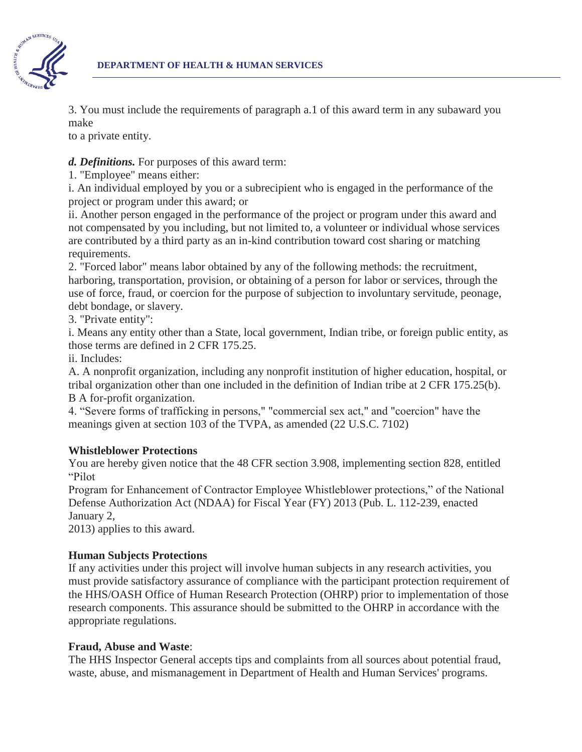3. You must include the requirements of paragraph a.1 of this award term in any subaward you make
to a private entity.

***d. Definitions.*** For purposes of this award term:

1. "Employee" means either:

i. An individual employed by you or a subrecipient who is engaged in the performance of the project or program under this award; or

ii. Another person engaged in the performance of the project or program under this award and not compensated by you including, but not limited to, a volunteer or individual whose services are contributed by a third party as an in-kind contribution toward cost sharing or matching requirements.

2. "Forced labor" means labor obtained by any of the following methods: the recruitment, harboring, transportation, provision, or obtaining of a person for labor or services, through the use of force, fraud, or coercion for the purpose of subjection to involuntary servitude, peonage, debt bondage, or slavery.

3. "Private entity":

i. Means any entity other than a State, local government, Indian tribe, or foreign public entity, as those terms are defined in 2 CFR 175.25.

ii. Includes:

A. A nonprofit organization, including any nonprofit institution of higher education, hospital, or tribal organization other than one included in the definition of Indian tribe at 2 CFR 175.25(b).

B A for-profit organization.

4. “Severe forms of trafficking in persons," "commercial sex act," and "coercion" have the meanings given at section 103 of the TVPA, as amended (22 U.S.C. 7102)

**Whistleblower Protections**

You are hereby given notice that the 48 CFR section 3.908, implementing section 828, entitled “Pilot
Program for Enhancement of Contractor Employee Whistleblower protections,” of the National Defense Authorization Act (NDAA) for Fiscal Year (FY) 2013 (Pub. L. 112-239, enacted January 2,
2013) applies to this award.

**Human Subjects Protections**

If any activities under this project will involve human subjects in any research activities, you must provide satisfactory assurance of compliance with the participant protection requirement of the HHS/OASH Office of Human Research Protection (OHRP) prior to implementation of those research components. This assurance should be submitted to the OHRP in accordance with the appropriate regulations.

**Fraud, Abuse and Waste**:

The HHS Inspector General accepts tips and complaints from all sources about potential fraud, waste, abuse, and mismanagement in Department of Health and Human Services' programs.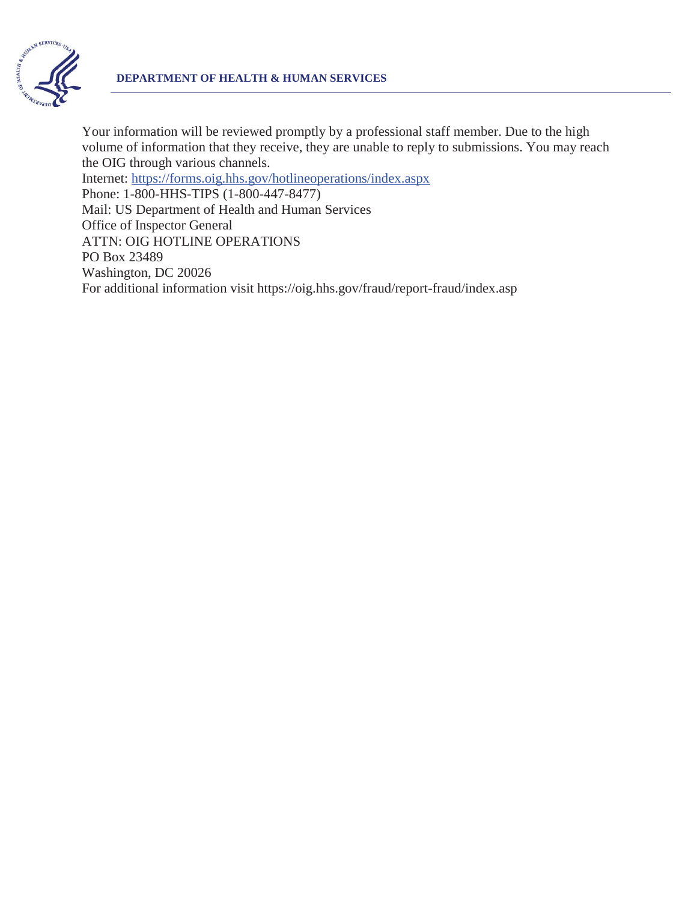Your information will be reviewed promptly by a professional staff member. Due to the high volume of information that they receive, they are unable to reply to submissions. You may reach the OIG through various channels.

Internet: https://forms.oig.hhs.gov/hotlineoperations/index.aspx
Phone: 1-800-HHS-TIPS (1-800-447-8477)
Mail: US Department of Health and Human Services
Office of Inspector General
ATTN: OIG HOTLINE OPERATIONS
PO Box 23489
Washington, DC 20026
For additional information visit https://oig.hhs.gov/fraud/report-fraud/index.asp